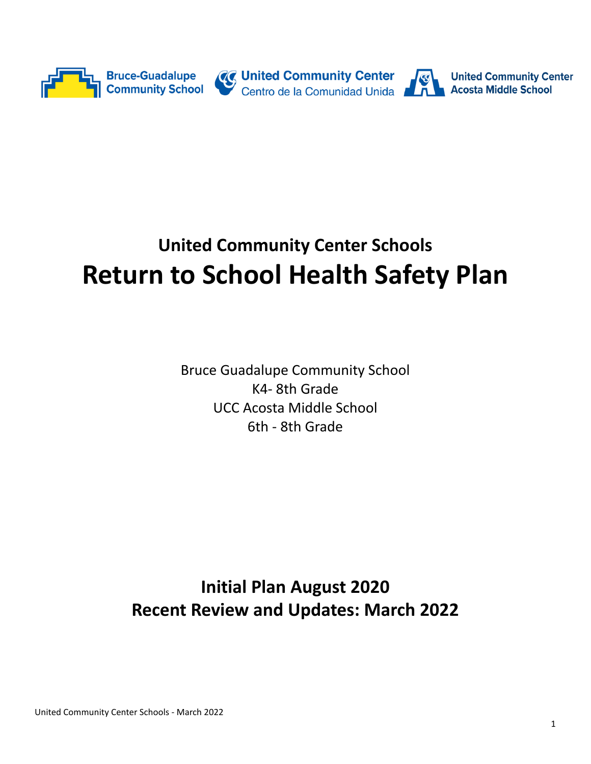Bruce-Guadalupe Community School · United Community Center / Centro de la Comunidad Unida · United Community Center Acosta Middle School

## United Community Center Schools

# Return to School Health Safety Plan

Bruce Guadalupe Community School
K4- 8th Grade
UCC Acosta Middle School
6th - 8th Grade

**Initial Plan August 2020**
**Recent Review and Updates: March 2022**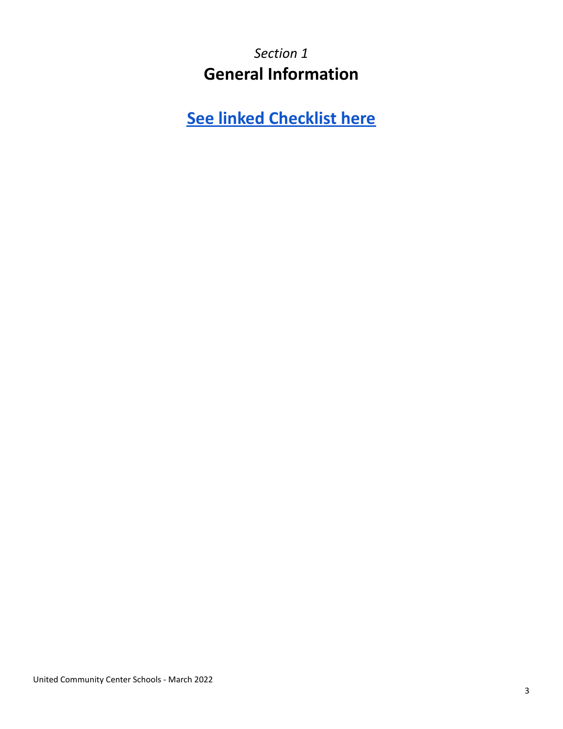*Section 1*

# General Information

## See linked Checklist here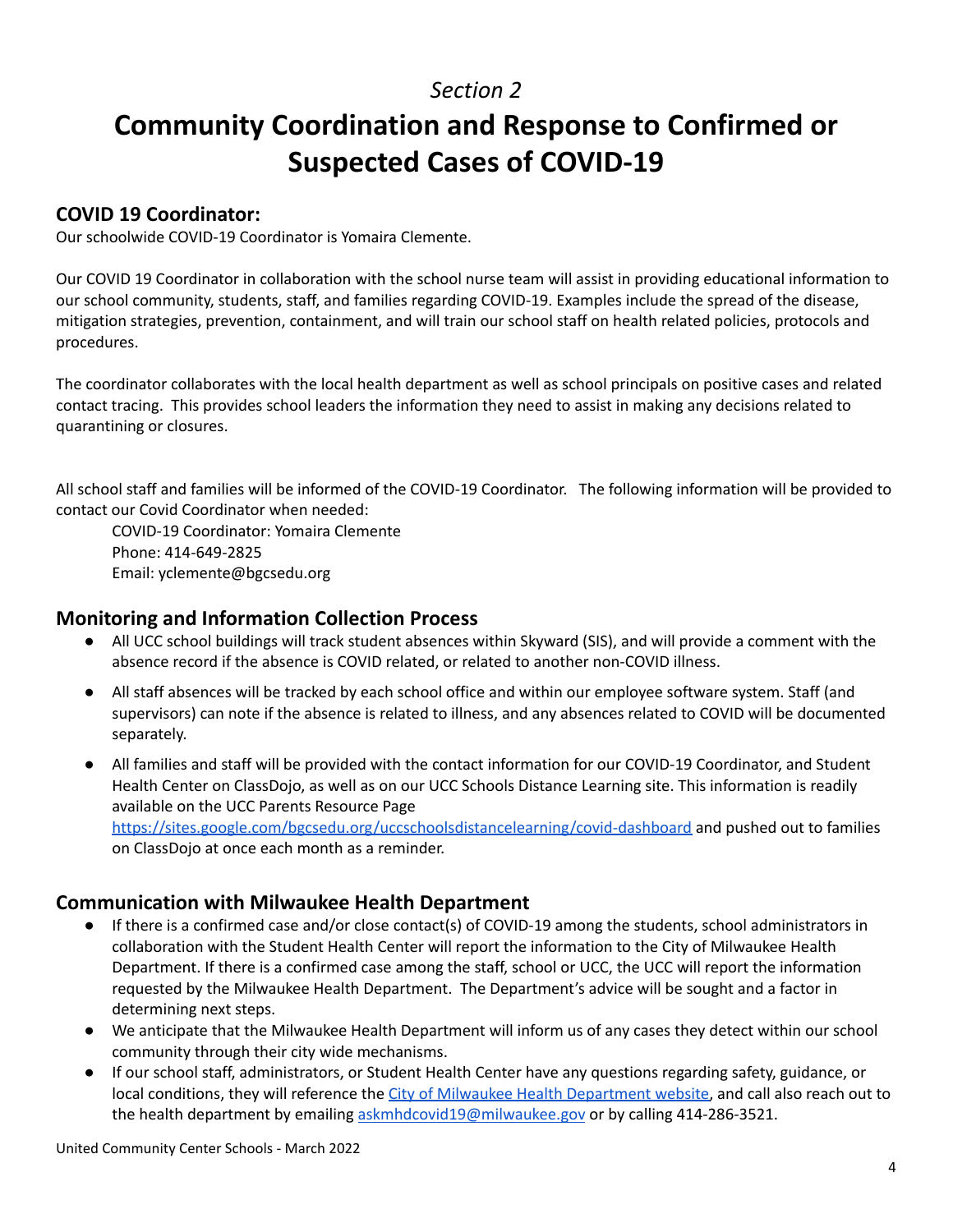*Section 2*

# Community Coordination and Response to Confirmed or Suspected Cases of COVID-19

### COVID 19 Coordinator:

Our schoolwide COVID-19 Coordinator is Yomaira Clemente.

Our COVID 19 Coordinator in collaboration with the school nurse team will assist in providing educational information to our school community, students, staff, and families regarding COVID-19. Examples include the spread of the disease, mitigation strategies, prevention, containment, and will train our school staff on health related policies, protocols and procedures.

The coordinator collaborates with the local health department as well as school principals on positive cases and related contact tracing. This provides school leaders the information they need to assist in making any decisions related to quarantining or closures.

All school staff and families will be informed of the COVID-19 Coordinator. The following information will be provided to contact our Covid Coordinator when needed:

COVID-19 Coordinator: Yomaira Clemente
Phone: 414-649-2825
Email: yclemente@bgcsedu.org

### Monitoring and Information Collection Process

- All UCC school buildings will track student absences within Skyward (SIS), and will provide a comment with the absence record if the absence is COVID related, or related to another non-COVID illness.
- All staff absences will be tracked by each school office and within our employee software system. Staff (and supervisors) can note if the absence is related to illness, and any absences related to COVID will be documented separately.
- All families and staff will be provided with the contact information for our COVID-19 Coordinator, and Student Health Center on ClassDojo, as well as on our UCC Schools Distance Learning site. This information is readily available on the UCC Parents Resource Page [https://sites.google.com/bgcsedu.org/uccschoolsdistancelearning/covid-dashboard](https://sites.google.com/bgcsedu.org/uccschoolsdistancelearning/covid-dashboard) and pushed out to families on ClassDojo at once each month as a reminder.

### Communication with Milwaukee Health Department

- If there is a confirmed case and/or close contact(s) of COVID-19 among the students, school administrators in collaboration with the Student Health Center will report the information to the City of Milwaukee Health Department. If there is a confirmed case among the staff, school or UCC, the UCC will report the information requested by the Milwaukee Health Department. The Department's advice will be sought and a factor in determining next steps.
- We anticipate that the Milwaukee Health Department will inform us of any cases they detect within our school community through their city wide mechanisms.
- If our school staff, administrators, or Student Health Center have any questions regarding safety, guidance, or local conditions, they will reference the City of Milwaukee Health Department website, and call also reach out to the health department by emailing askmhdcovid19@milwaukee.gov or by calling 414-286-3521.

United Community Center Schools - March 2022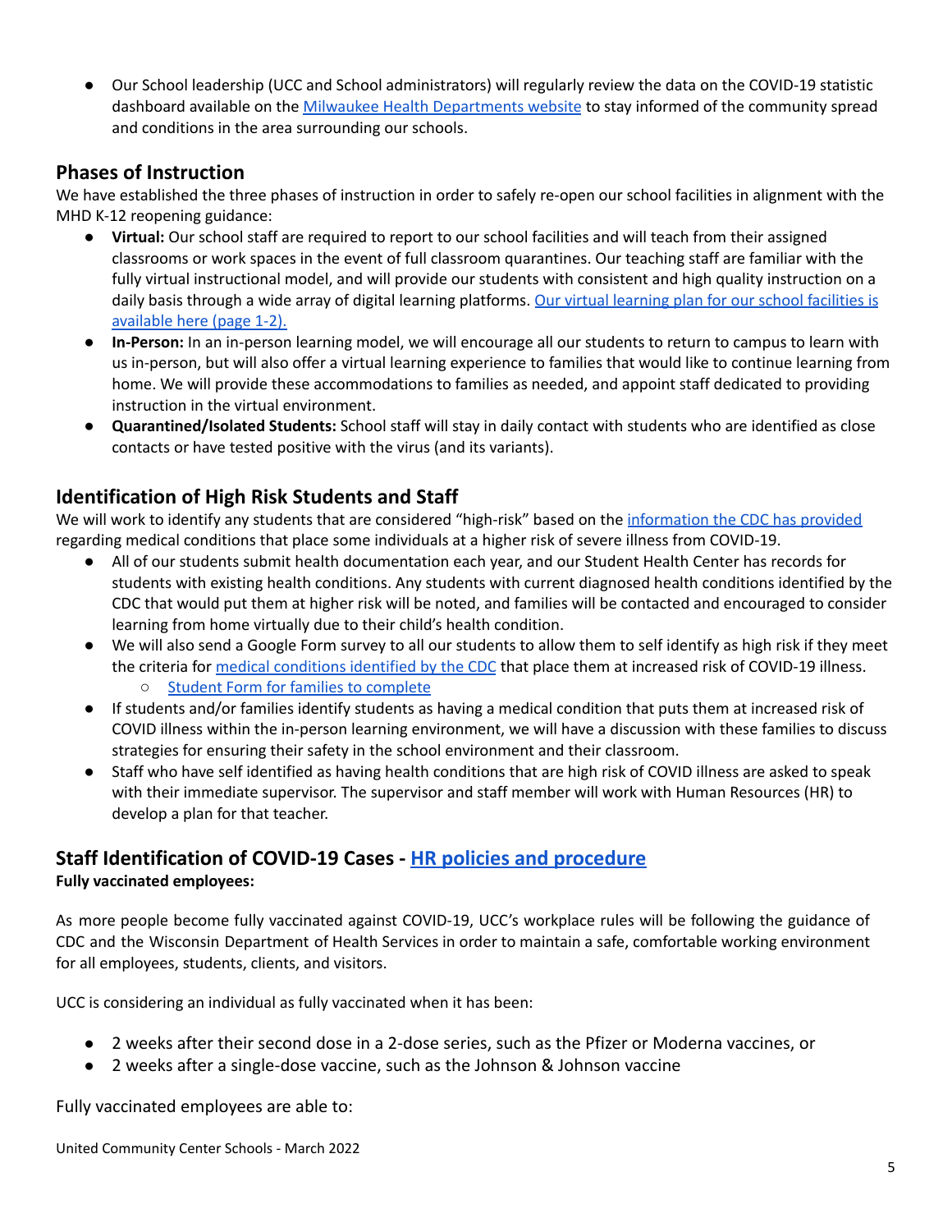- Our School leadership (UCC and School administrators) will regularly review the data on the COVID-19 statistic dashboard available on the Milwaukee Health Departments website to stay informed of the community spread and conditions in the area surrounding our schools.

## Phases of Instruction

We have established the three phases of instruction in order to safely re-open our school facilities in alignment with the MHD K-12 reopening guidance:

- **Virtual:** Our school staff are required to report to our school facilities and will teach from their assigned classrooms or work spaces in the event of full classroom quarantines. Our teaching staff are familiar with the fully virtual instructional model, and will provide our students with consistent and high quality instruction on a daily basis through a wide array of digital learning platforms. Our virtual learning plan for our school facilities is available here (page 1-2).
- **In-Person:** In an in-person learning model, we will encourage all our students to return to campus to learn with us in-person, but will also offer a virtual learning experience to families that would like to continue learning from home. We will provide these accommodations to families as needed, and appoint staff dedicated to providing instruction in the virtual environment.
- **Quarantined/Isolated Students:** School staff will stay in daily contact with students who are identified as close contacts or have tested positive with the virus (and its variants).

## Identification of High Risk Students and Staff

We will work to identify any students that are considered "high-risk" based on the information the CDC has provided regarding medical conditions that place some individuals at a higher risk of severe illness from COVID-19.

- All of our students submit health documentation each year, and our Student Health Center has records for students with existing health conditions. Any students with current diagnosed health conditions identified by the CDC that would put them at higher risk will be noted, and families will be contacted and encouraged to consider learning from home virtually due to their child's health condition.
- We will also send a Google Form survey to all our students to allow them to self identify as high risk if they meet the criteria for medical conditions identified by the CDC that place them at increased risk of COVID-19 illness.
  - Student Form for families to complete
- If students and/or families identify students as having a medical condition that puts them at increased risk of COVID illness within the in-person learning environment, we will have a discussion with these families to discuss strategies for ensuring their safety in the school environment and their classroom.
- Staff who have self identified as having health conditions that are high risk of COVID illness are asked to speak with their immediate supervisor. The supervisor and staff member will work with Human Resources (HR) to develop a plan for that teacher.

## Staff Identification of COVID-19 Cases - HR policies and procedure

**Fully vaccinated employees:**

As more people become fully vaccinated against COVID-19, UCC's workplace rules will be following the guidance of CDC and the Wisconsin Department of Health Services in order to maintain a safe, comfortable working environment for all employees, students, clients, and visitors.

UCC is considering an individual as fully vaccinated when it has been:

- 2 weeks after their second dose in a 2-dose series, such as the Pfizer or Moderna vaccines, or
- 2 weeks after a single-dose vaccine, such as the Johnson & Johnson vaccine

Fully vaccinated employees are able to: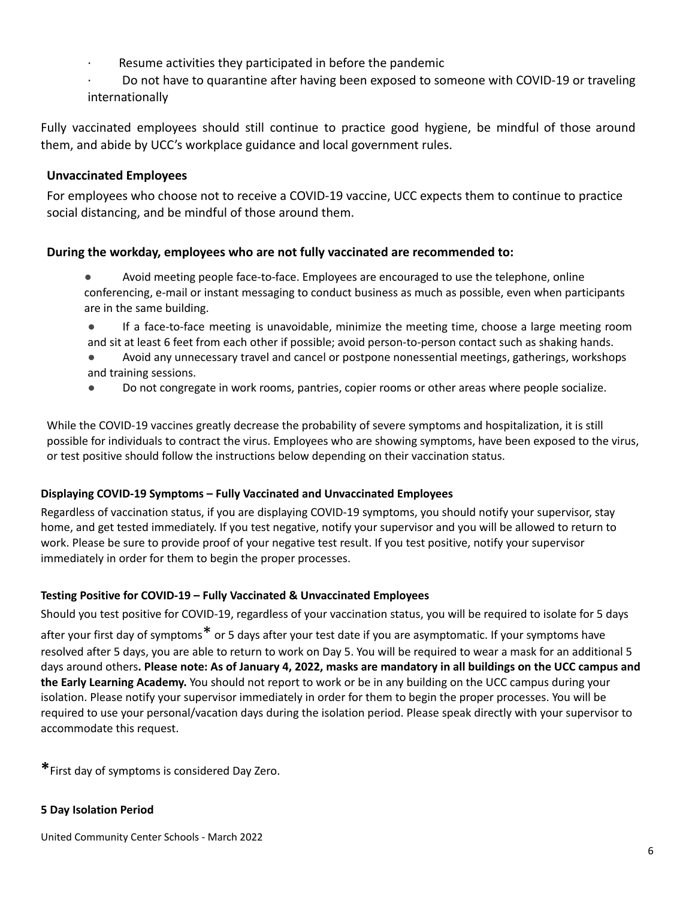- Resume activities they participated in before the pandemic
- Do not have to quarantine after having been exposed to someone with COVID-19 or traveling internationally

Fully vaccinated employees should still continue to practice good hygiene, be mindful of those around them, and abide by UCC's workplace guidance and local government rules.

**Unvaccinated Employees**

For employees who choose not to receive a COVID-19 vaccine, UCC expects them to continue to practice social distancing, and be mindful of those around them.

**During the workday, employees who are not fully vaccinated are recommended to:**

- Avoid meeting people face-to-face. Employees are encouraged to use the telephone, online conferencing, e-mail or instant messaging to conduct business as much as possible, even when participants are in the same building.
- If a face-to-face meeting is unavoidable, minimize the meeting time, choose a large meeting room and sit at least 6 feet from each other if possible; avoid person-to-person contact such as shaking hands.
- Avoid any unnecessary travel and cancel or postpone nonessential meetings, gatherings, workshops and training sessions.
- Do not congregate in work rooms, pantries, copier rooms or other areas where people socialize.

While the COVID-19 vaccines greatly decrease the probability of severe symptoms and hospitalization, it is still possible for individuals to contract the virus. Employees who are showing symptoms, have been exposed to the virus, or test positive should follow the instructions below depending on their vaccination status.

**Displaying COVID-19 Symptoms – Fully Vaccinated and Unvaccinated Employees**

Regardless of vaccination status, if you are displaying COVID-19 symptoms, you should notify your supervisor, stay home, and get tested immediately. If you test negative, notify your supervisor and you will be allowed to return to work. Please be sure to provide proof of your negative test result. If you test positive, notify your supervisor immediately in order for them to begin the proper processes.

**Testing Positive for COVID-19 – Fully Vaccinated & Unvaccinated Employees**

Should you test positive for COVID-19, regardless of your vaccination status, you will be required to isolate for 5 days after your first day of symptoms* or 5 days after your test date if you are asymptomatic. If your symptoms have resolved after 5 days, you are able to return to work on Day 5. You will be required to wear a mask for an additional 5 days around others**. Please note: As of January 4, 2022, masks are mandatory in all buildings on the UCC campus and the Early Learning Academy.** You should not report to work or be in any building on the UCC campus during your isolation. Please notify your supervisor immediately in order for them to begin the proper processes. You will be required to use your personal/vacation days during the isolation period. Please speak directly with your supervisor to accommodate this request.

*First day of symptoms is considered Day Zero.

**5 Day Isolation Period**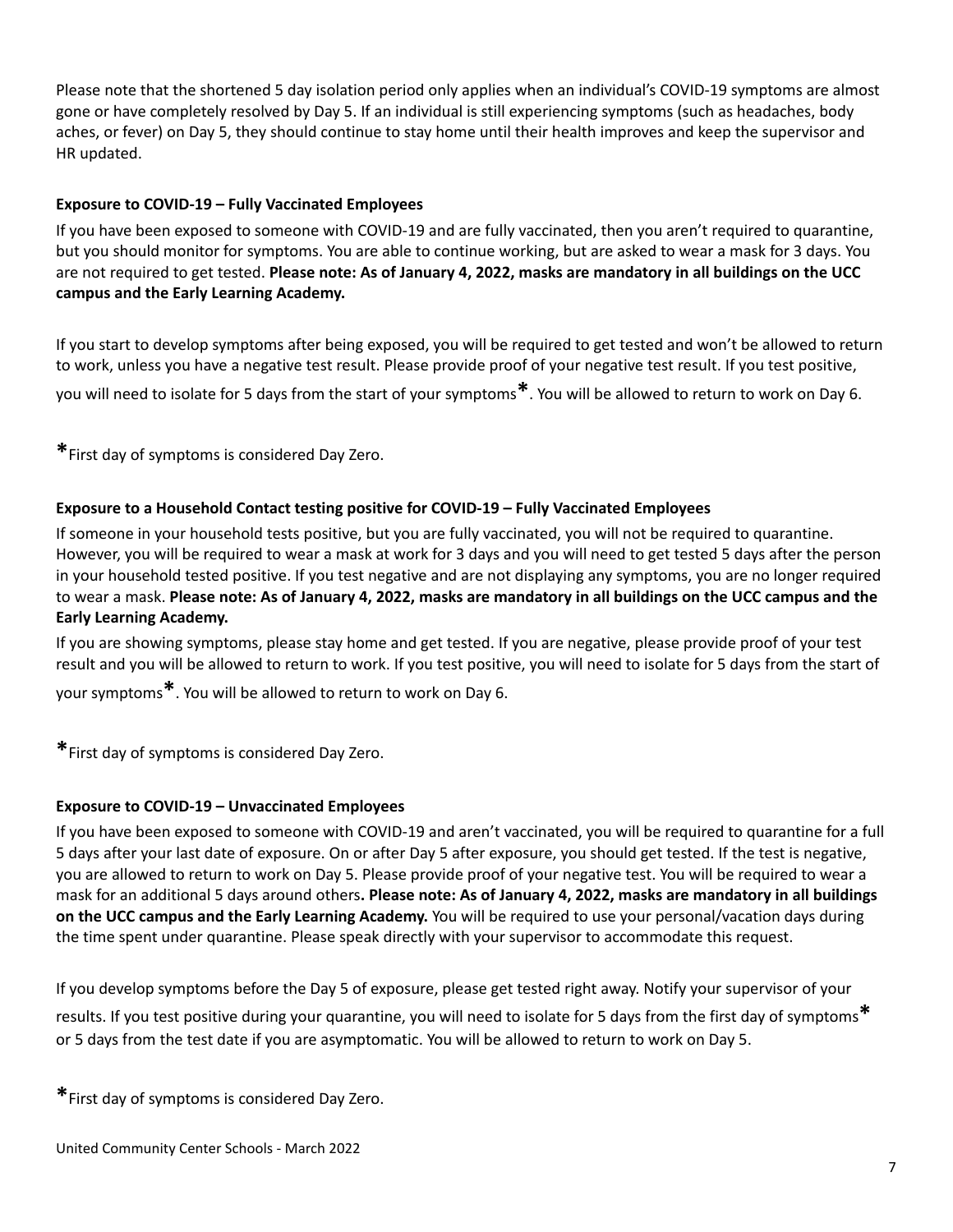Please note that the shortened 5 day isolation period only applies when an individual's COVID-19 symptoms are almost gone or have completely resolved by Day 5. If an individual is still experiencing symptoms (such as headaches, body aches, or fever) on Day 5, they should continue to stay home until their health improves and keep the supervisor and HR updated.

**Exposure to COVID-19 – Fully Vaccinated Employees**

If you have been exposed to someone with COVID-19 and are fully vaccinated, then you aren't required to quarantine, but you should monitor for symptoms. You are able to continue working, but are asked to wear a mask for 3 days. You are not required to get tested. **Please note: As of January 4, 2022, masks are mandatory in all buildings on the UCC campus and the Early Learning Academy.**

If you start to develop symptoms after being exposed, you will be required to get tested and won't be allowed to return to work, unless you have a negative test result. Please provide proof of your negative test result. If you test positive, you will need to isolate for 5 days from the start of your symptoms**\***. You will be allowed to return to work on Day 6.

**\***First day of symptoms is considered Day Zero.

**Exposure to a Household Contact testing positive for COVID-19 – Fully Vaccinated Employees**

If someone in your household tests positive, but you are fully vaccinated, you will not be required to quarantine. However, you will be required to wear a mask at work for 3 days and you will need to get tested 5 days after the person in your household tested positive. If you test negative and are not displaying any symptoms, you are no longer required to wear a mask. **Please note: As of January 4, 2022, masks are mandatory in all buildings on the UCC campus and the Early Learning Academy.**

If you are showing symptoms, please stay home and get tested. If you are negative, please provide proof of your test result and you will be allowed to return to work. If you test positive, you will need to isolate for 5 days from the start of your symptoms**\***. You will be allowed to return to work on Day 6.

**\***First day of symptoms is considered Day Zero.

**Exposure to COVID-19 – Unvaccinated Employees**

If you have been exposed to someone with COVID-19 and aren't vaccinated, you will be required to quarantine for a full 5 days after your last date of exposure. On or after Day 5 after exposure, you should get tested. If the test is negative, you are allowed to return to work on Day 5. Please provide proof of your negative test. You will be required to wear a mask for an additional 5 days around others**. Please note: As of January 4, 2022, masks are mandatory in all buildings on the UCC campus and the Early Learning Academy.** You will be required to use your personal/vacation days during the time spent under quarantine. Please speak directly with your supervisor to accommodate this request.

If you develop symptoms before the Day 5 of exposure, please get tested right away. Notify your supervisor of your results. If you test positive during your quarantine, you will need to isolate for 5 days from the first day of symptoms**\*** or 5 days from the test date if you are asymptomatic. You will be allowed to return to work on Day 5.

**\***First day of symptoms is considered Day Zero.

United Community Center Schools - March 2022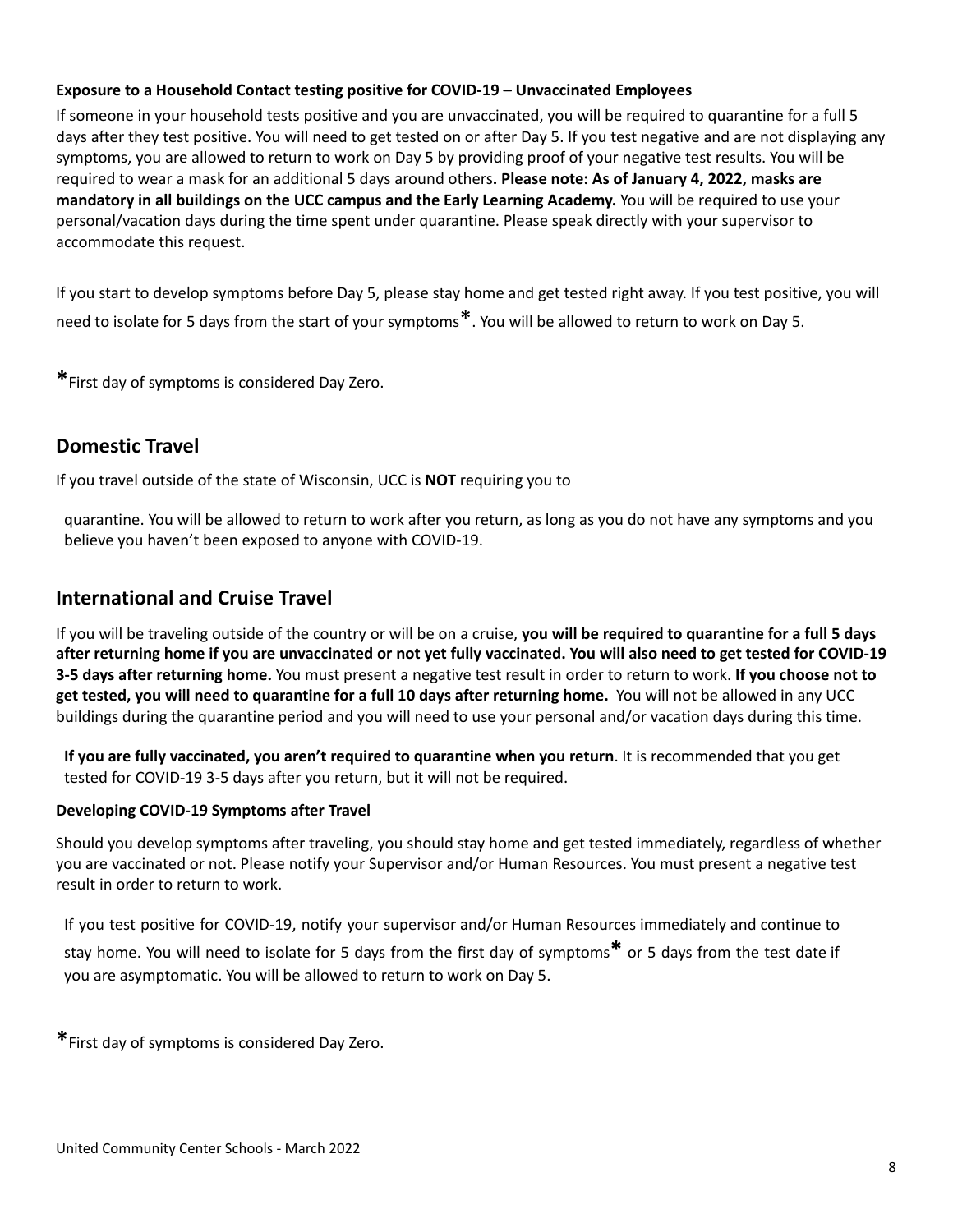**Exposure to a Household Contact testing positive for COVID-19 – Unvaccinated Employees**

If someone in your household tests positive and you are unvaccinated, you will be required to quarantine for a full 5 days after they test positive. You will need to get tested on or after Day 5. If you test negative and are not displaying any symptoms, you are allowed to return to work on Day 5 by providing proof of your negative test results. You will be required to wear a mask for an additional 5 days around others**. Please note: As of January 4, 2022, masks are mandatory in all buildings on the UCC campus and the Early Learning Academy.** You will be required to use your personal/vacation days during the time spent under quarantine. Please speak directly with your supervisor to accommodate this request.

If you start to develop symptoms before Day 5, please stay home and get tested right away. If you test positive, you will need to isolate for 5 days from the start of your symptoms*. You will be allowed to return to work on Day 5.

*First day of symptoms is considered Day Zero.

## Domestic Travel

If you travel outside of the state of Wisconsin, UCC is **NOT** requiring you to quarantine. You will be allowed to return to work after you return, as long as you do not have any symptoms and you believe you haven't been exposed to anyone with COVID-19.

## International and Cruise Travel

If you will be traveling outside of the country or will be on a cruise, **you will be required to quarantine for a full 5 days after returning home if you are unvaccinated or not yet fully vaccinated. You will also need to get tested for COVID-19 3-5 days after returning home.** You must present a negative test result in order to return to work. **If you choose not to get tested, you will need to quarantine for a full 10 days after returning home.** You will not be allowed in any UCC buildings during the quarantine period and you will need to use your personal and/or vacation days during this time.

**If you are fully vaccinated, you aren't required to quarantine when you return**. It is recommended that you get tested for COVID-19 3-5 days after you return, but it will not be required.

**Developing COVID-19 Symptoms after Travel**

Should you develop symptoms after traveling, you should stay home and get tested immediately, regardless of whether you are vaccinated or not. Please notify your Supervisor and/or Human Resources. You must present a negative test result in order to return to work.

If you test positive for COVID-19, notify your supervisor and/or Human Resources immediately and continue to stay home. You will need to isolate for 5 days from the first day of symptoms* or 5 days from the test date if you are asymptomatic. You will be allowed to return to work on Day 5.

*First day of symptoms is considered Day Zero.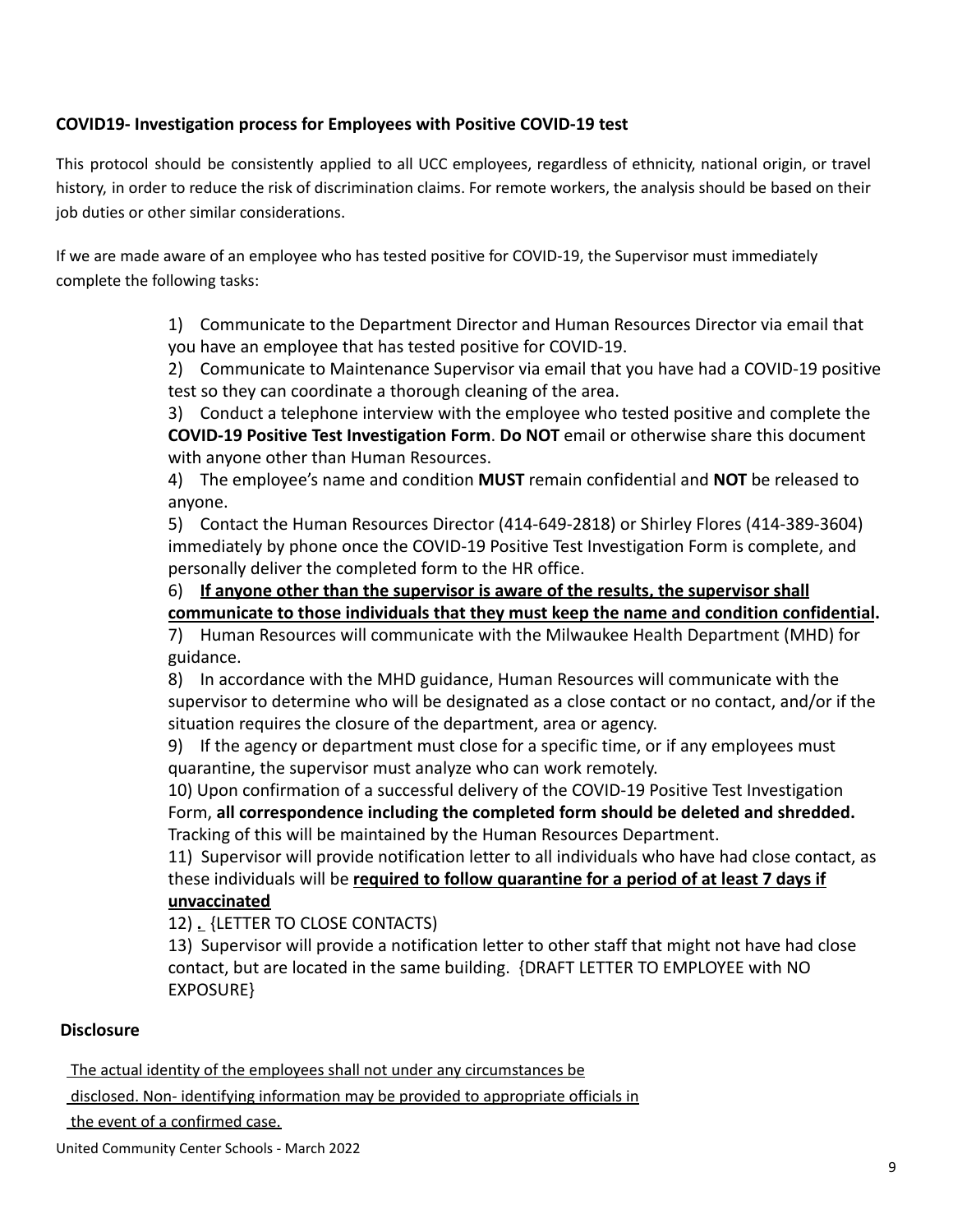**COVID19- Investigation process for Employees with Positive COVID-19 test**

This protocol should be consistently applied to all UCC employees, regardless of ethnicity, national origin, or travel history, in order to reduce the risk of discrimination claims. For remote workers, the analysis should be based on their job duties or other similar considerations.

If we are made aware of an employee who has tested positive for COVID-19, the Supervisor must immediately complete the following tasks:

1) Communicate to the Department Director and Human Resources Director via email that you have an employee that has tested positive for COVID-19.
2) Communicate to Maintenance Supervisor via email that you have had a COVID-19 positive test so they can coordinate a thorough cleaning of the area.
3) Conduct a telephone interview with the employee who tested positive and complete the **COVID-19 Positive Test Investigation Form**. **Do NOT** email or otherwise share this document with anyone other than Human Resources.
4) The employee's name and condition **MUST** remain confidential and **NOT** be released to anyone.
5) Contact the Human Resources Director (414-649-2818) or Shirley Flores (414-389-3604) immediately by phone once the COVID-19 Positive Test Investigation Form is complete, and personally deliver the completed form to the HR office.
6) **<u>If anyone other than the supervisor is aware of the results, the supervisor shall communicate to those individuals that they must keep the name and condition confidential</u>.**
7) Human Resources will communicate with the Milwaukee Health Department (MHD) for guidance.
8) In accordance with the MHD guidance, Human Resources will communicate with the supervisor to determine who will be designated as a close contact or no contact, and/or if the situation requires the closure of the department, area or agency.
9) If the agency or department must close for a specific time, or if any employees must quarantine, the supervisor must analyze who can work remotely.
10) Upon confirmation of a successful delivery of the COVID-19 Positive Test Investigation Form, **all correspondence including the completed form should be deleted and shredded.** Tracking of this will be maintained by the Human Resources Department.
11) Supervisor will provide notification letter to all individuals who have had close contact, as these individuals will be **<u>required to follow quarantine for a period of at least 7 days if unvaccinated</u>**
12) **.** {LETTER TO CLOSE CONTACTS)
13) Supervisor will provide a notification letter to other staff that might not have had close contact, but are located in the same building. {DRAFT LETTER TO EMPLOYEE with NO EXPOSURE}

**Disclosure**

<u>The actual identity of the employees shall not under any circumstances be disclosed. Non- identifying information may be provided to appropriate officials in the event of a confirmed case.</u>

United Community Center Schools - March 2022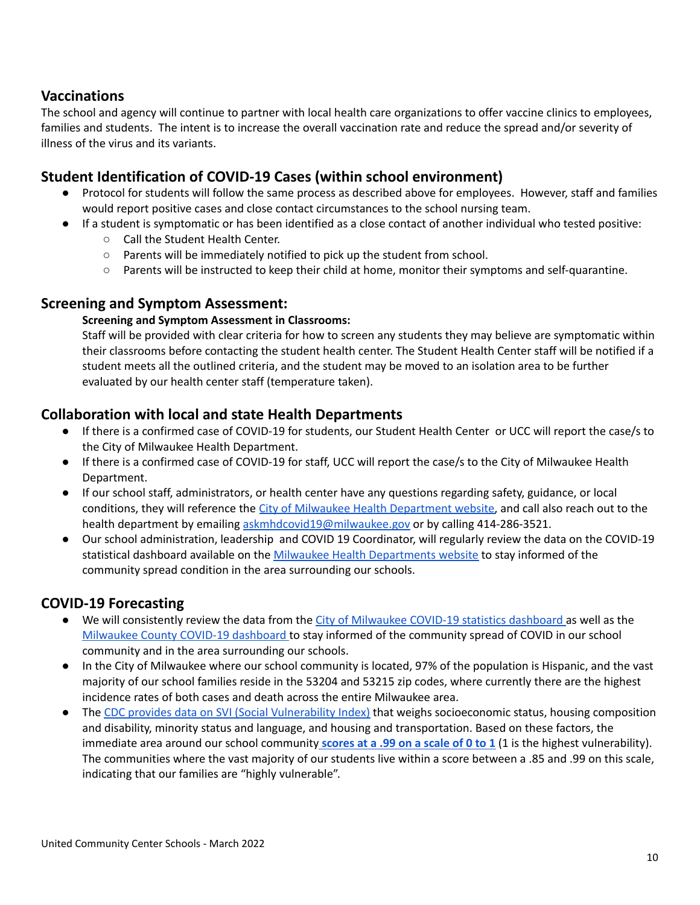## Vaccinations

The school and agency will continue to partner with local health care organizations to offer vaccine clinics to employees, families and students. The intent is to increase the overall vaccination rate and reduce the spread and/or severity of illness of the virus and its variants.

## Student Identification of COVID-19 Cases (within school environment)

- Protocol for students will follow the same process as described above for employees. However, staff and families would report positive cases and close contact circumstances to the school nursing team.
- If a student is symptomatic or has been identified as a close contact of another individual who tested positive:
  - Call the Student Health Center.
  - Parents will be immediately notified to pick up the student from school.
  - Parents will be instructed to keep their child at home, monitor their symptoms and self-quarantine.

## Screening and Symptom Assessment:

**Screening and Symptom Assessment in Classrooms:**

Staff will be provided with clear criteria for how to screen any students they may believe are symptomatic within their classrooms before contacting the student health center. The Student Health Center staff will be notified if a student meets all the outlined criteria, and the student may be moved to an isolation area to be further evaluated by our health center staff (temperature taken).

## Collaboration with local and state Health Departments

- If there is a confirmed case of COVID-19 for students, our Student Health Center or UCC will report the case/s to the City of Milwaukee Health Department.
- If there is a confirmed case of COVID-19 for staff, UCC will report the case/s to the City of Milwaukee Health Department.
- If our school staff, administrators, or health center have any questions regarding safety, guidance, or local conditions, they will reference the City of Milwaukee Health Department website, and call also reach out to the health department by emailing askmhdcovid19@milwaukee.gov or by calling 414-286-3521.
- Our school administration, leadership and COVID 19 Coordinator, will regularly review the data on the COVID-19 statistical dashboard available on the Milwaukee Health Departments website to stay informed of the community spread condition in the area surrounding our schools.

## COVID-19 Forecasting

- We will consistently review the data from the City of Milwaukee COVID-19 statistics dashboard as well as the Milwaukee County COVID-19 dashboard to stay informed of the community spread of COVID in our school community and in the area surrounding our schools.
- In the City of Milwaukee where our school community is located, 97% of the population is Hispanic, and the vast majority of our school families reside in the 53204 and 53215 zip codes, where currently there are the highest incidence rates of both cases and death across the entire Milwaukee area.
- The CDC provides data on SVI (Social Vulnerability Index) that weighs socioeconomic status, housing composition and disability, minority status and language, and housing and transportation. Based on these factors, the immediate area around our school community **scores at a .99 on a scale of 0 to 1** (1 is the highest vulnerability). The communities where the vast majority of our students live within a score between a .85 and .99 on this scale, indicating that our families are "highly vulnerable".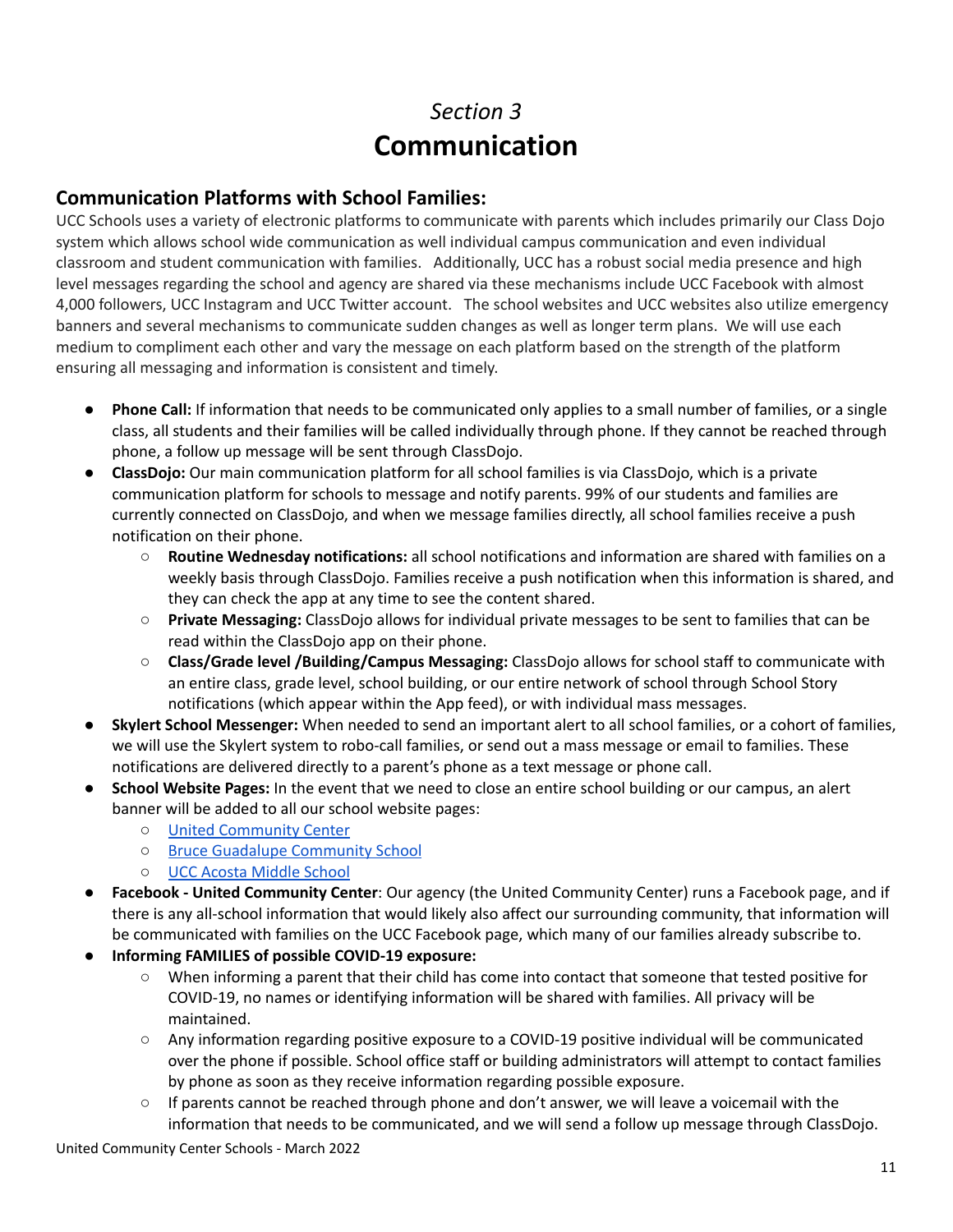*Section 3*

# Communication

## Communication Platforms with School Families:

UCC Schools uses a variety of electronic platforms to communicate with parents which includes primarily our Class Dojo system which allows school wide communication as well individual campus communication and even individual classroom and student communication with families. Additionally, UCC has a robust social media presence and high level messages regarding the school and agency are shared via these mechanisms include UCC Facebook with almost 4,000 followers, UCC Instagram and UCC Twitter account. The school websites and UCC websites also utilize emergency banners and several mechanisms to communicate sudden changes as well as longer term plans. We will use each medium to compliment each other and vary the message on each platform based on the strength of the platform ensuring all messaging and information is consistent and timely.

- **Phone Call:** If information that needs to be communicated only applies to a small number of families, or a single class, all students and their families will be called individually through phone. If they cannot be reached through phone, a follow up message will be sent through ClassDojo.
- **ClassDojo:** Our main communication platform for all school families is via ClassDojo, which is a private communication platform for schools to message and notify parents. 99% of our students and families are currently connected on ClassDojo, and when we message families directly, all school families receive a push notification on their phone.
    - **Routine Wednesday notifications:** all school notifications and information are shared with families on a weekly basis through ClassDojo. Families receive a push notification when this information is shared, and they can check the app at any time to see the content shared.
    - **Private Messaging:** ClassDojo allows for individual private messages to be sent to families that can be read within the ClassDojo app on their phone.
    - **Class/Grade level /Building/Campus Messaging:** ClassDojo allows for school staff to communicate with an entire class, grade level, school building, or our entire network of school through School Story notifications (which appear within the App feed), or with individual mass messages.
- **Skylert School Messenger:** When needed to send an important alert to all school families, or a cohort of families, we will use the Skylert system to robo-call families, or send out a mass message or email to families. These notifications are delivered directly to a parent's phone as a text message or phone call.
- **School Website Pages:** In the event that we need to close an entire school building or our campus, an alert banner will be added to all our school website pages:
    - United Community Center
    - Bruce Guadalupe Community School
    - UCC Acosta Middle School
- **Facebook - United Community Center**: Our agency (the United Community Center) runs a Facebook page, and if there is any all-school information that would likely also affect our surrounding community, that information will be communicated with families on the UCC Facebook page, which many of our families already subscribe to.
- **Informing FAMILIES of possible COVID-19 exposure:**
    - When informing a parent that their child has come into contact that someone that tested positive for COVID-19, no names or identifying information will be shared with families. All privacy will be maintained.
    - Any information regarding positive exposure to a COVID-19 positive individual will be communicated over the phone if possible. School office staff or building administrators will attempt to contact families by phone as soon as they receive information regarding possible exposure.
    - If parents cannot be reached through phone and don't answer, we will leave a voicemail with the information that needs to be communicated, and we will send a follow up message through ClassDojo.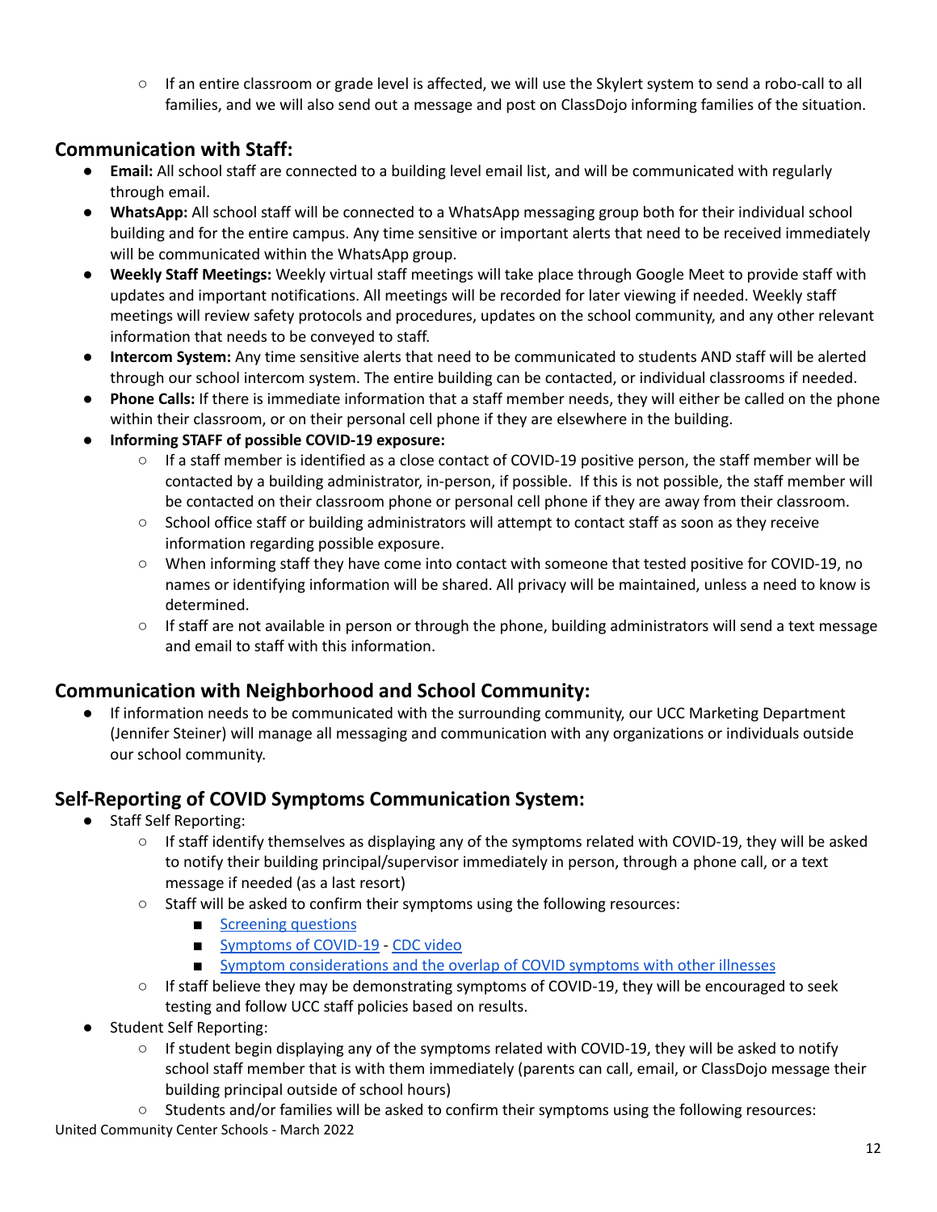- If an entire classroom or grade level is affected, we will use the Skylert system to send a robo-call to all families, and we will also send out a message and post on ClassDojo informing families of the situation.

## Communication with Staff:

- **Email:** All school staff are connected to a building level email list, and will be communicated with regularly through email.
- **WhatsApp:** All school staff will be connected to a WhatsApp messaging group both for their individual school building and for the entire campus. Any time sensitive or important alerts that need to be received immediately will be communicated within the WhatsApp group.
- **Weekly Staff Meetings:** Weekly virtual staff meetings will take place through Google Meet to provide staff with updates and important notifications. All meetings will be recorded for later viewing if needed. Weekly staff meetings will review safety protocols and procedures, updates on the school community, and any other relevant information that needs to be conveyed to staff.
- **Intercom System:** Any time sensitive alerts that need to be communicated to students AND staff will be alerted through our school intercom system. The entire building can be contacted, or individual classrooms if needed.
- **Phone Calls:** If there is immediate information that a staff member needs, they will either be called on the phone within their classroom, or on their personal cell phone if they are elsewhere in the building.
- **Informing STAFF of possible COVID-19 exposure:**
  - If a staff member is identified as a close contact of COVID-19 positive person, the staff member will be contacted by a building administrator, in-person, if possible. If this is not possible, the staff member will be contacted on their classroom phone or personal cell phone if they are away from their classroom.
  - School office staff or building administrators will attempt to contact staff as soon as they receive information regarding possible exposure.
  - When informing staff they have come into contact with someone that tested positive for COVID-19, no names or identifying information will be shared. All privacy will be maintained, unless a need to know is determined.
  - If staff are not available in person or through the phone, building administrators will send a text message and email to staff with this information.

## Communication with Neighborhood and School Community:

- If information needs to be communicated with the surrounding community, our UCC Marketing Department (Jennifer Steiner) will manage all messaging and communication with any organizations or individuals outside our school community.

## Self-Reporting of COVID Symptoms Communication System:

- Staff Self Reporting:
  - If staff identify themselves as displaying any of the symptoms related with COVID-19, they will be asked to notify their building principal/supervisor immediately in person, through a phone call, or a text message if needed (as a last resort)
  - Staff will be asked to confirm their symptoms using the following resources:
    - Screening questions
    - Symptoms of COVID-19 - CDC video
    - Symptom considerations and the overlap of COVID symptoms with other illnesses
  - If staff believe they may be demonstrating symptoms of COVID-19, they will be encouraged to seek testing and follow UCC staff policies based on results.
- Student Self Reporting:
  - If student begin displaying any of the symptoms related with COVID-19, they will be asked to notify school staff member that is with them immediately (parents can call, email, or ClassDojo message their building principal outside of school hours)
  - Students and/or families will be asked to confirm their symptoms using the following resources: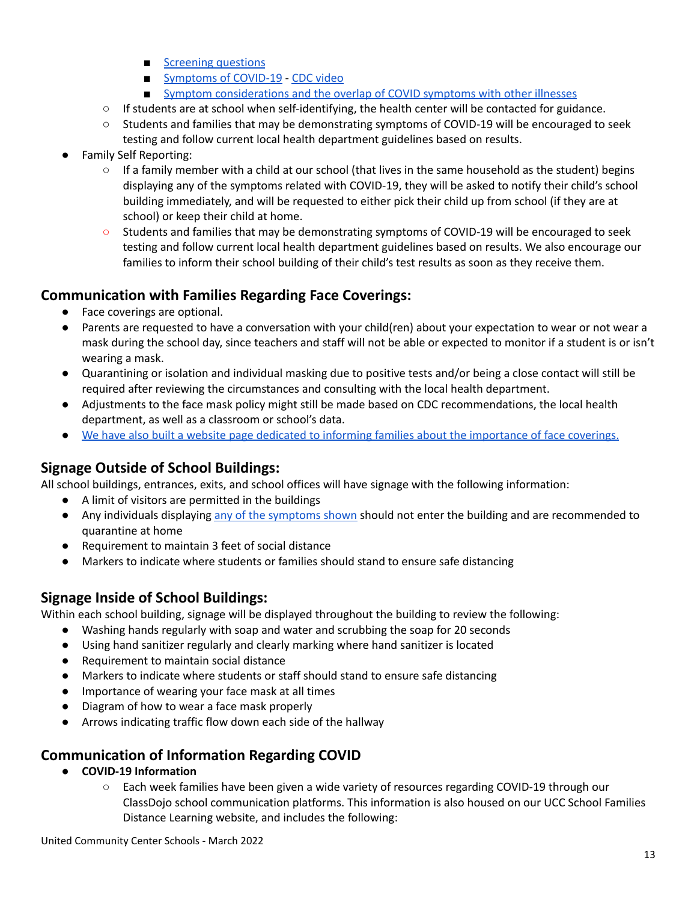- [Screening questions]
        - [Symptoms of COVID-19] - [CDC video]
        - [Symptom considerations and the overlap of COVID symptoms with other illnesses]
    - If students are at school when self-identifying, the health center will be contacted for guidance.
    - Students and families that may be demonstrating symptoms of COVID-19 will be encouraged to seek testing and follow current local health department guidelines based on results.
- Family Self Reporting:
    - If a family member with a child at our school (that lives in the same household as the student) begins displaying any of the symptoms related with COVID-19, they will be asked to notify their child's school building immediately, and will be requested to either pick their child up from school (if they are at school) or keep their child at home.
    - Students and families that may be demonstrating symptoms of COVID-19 will be encouraged to seek testing and follow current local health department guidelines based on results. We also encourage our families to inform their school building of their child's test results as soon as they receive them.

## Communication with Families Regarding Face Coverings:

- Face coverings are optional.
- Parents are requested to have a conversation with your child(ren) about your expectation to wear or not wear a mask during the school day, since teachers and staff will not be able or expected to monitor if a student is or isn't wearing a mask.
- Quarantining or isolation and individual masking due to positive tests and/or being a close contact will still be required after reviewing the circumstances and consulting with the local health department.
- Adjustments to the face mask policy might still be made based on CDC recommendations, the local health department, as well as a classroom or school's data.
- We have also built a website page dedicated to informing families about the importance of face coverings.

## Signage Outside of School Buildings:

All school buildings, entrances, exits, and school offices will have signage with the following information:

- A limit of visitors are permitted in the buildings
- Any individuals displaying any of the symptoms shown should not enter the building and are recommended to quarantine at home
- Requirement to maintain 3 feet of social distance
- Markers to indicate where students or families should stand to ensure safe distancing

## Signage Inside of School Buildings:

Within each school building, signage will be displayed throughout the building to review the following:

- Washing hands regularly with soap and water and scrubbing the soap for 20 seconds
- Using hand sanitizer regularly and clearly marking where hand sanitizer is located
- Requirement to maintain social distance
- Markers to indicate where students or staff should stand to ensure safe distancing
- Importance of wearing your face mask at all times
- Diagram of how to wear a face mask properly
- Arrows indicating traffic flow down each side of the hallway

## Communication of Information Regarding COVID

- **COVID-19 Information**
    - Each week families have been given a wide variety of resources regarding COVID-19 through our ClassDojo school communication platforms. This information is also housed on our UCC School Families Distance Learning website, and includes the following:

United Community Center Schools - March 2022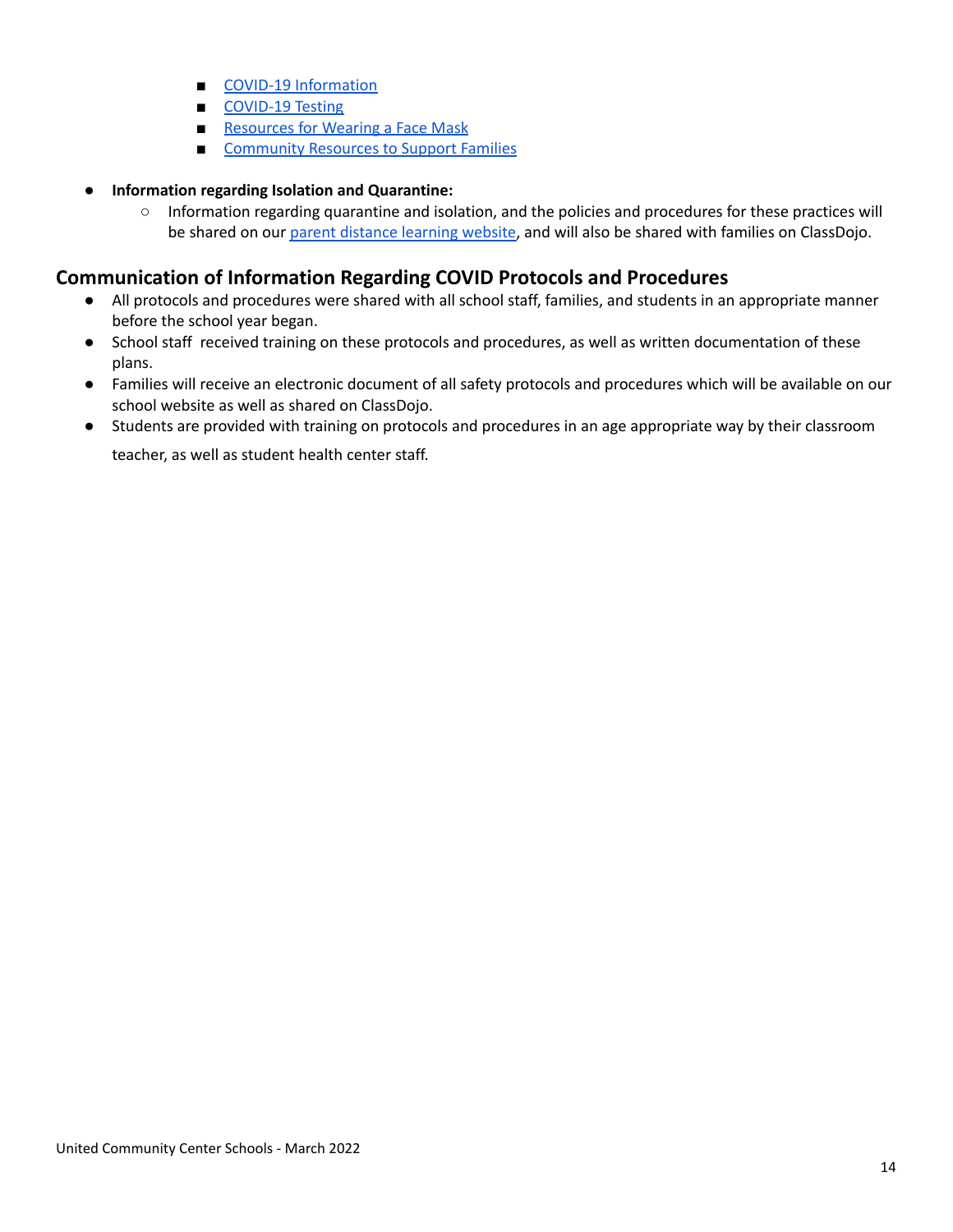- [COVID-19 Information]()
        - [COVID-19 Testing]()
        - [Resources for Wearing a Face Mask]()
        - [Community Resources to Support Families]()

- **Information regarding Isolation and Quarantine:**
    - Information regarding quarantine and isolation, and the policies and procedures for these practices will be shared on our [parent distance learning website](), and will also be shared with families on ClassDojo.

## Communication of Information Regarding COVID Protocols and Procedures

- All protocols and procedures were shared with all school staff, families, and students in an appropriate manner before the school year began.
- School staff received training on these protocols and procedures, as well as written documentation of these plans.
- Families will receive an electronic document of all safety protocols and procedures which will be available on our school website as well as shared on ClassDojo.
- Students are provided with training on protocols and procedures in an age appropriate way by their classroom teacher, as well as student health center staff.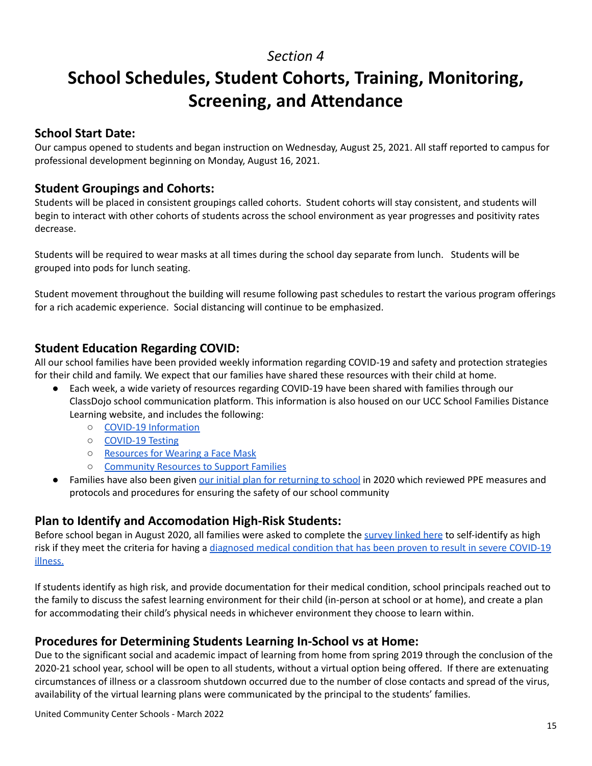*Section 4*

# School Schedules, Student Cohorts, Training, Monitoring, Screening, and Attendance

## School Start Date:

Our campus opened to students and began instruction on Wednesday, August 25, 2021. All staff reported to campus for professional development beginning on Monday, August 16, 2021.

## Student Groupings and Cohorts:

Students will be placed in consistent groupings called cohorts. Student cohorts will stay consistent, and students will begin to interact with other cohorts of students across the school environment as year progresses and positivity rates decrease.

Students will be required to wear masks at all times during the school day separate from lunch. Students will be grouped into pods for lunch seating.

Student movement throughout the building will resume following past schedules to restart the various program offerings for a rich academic experience. Social distancing will continue to be emphasized.

## Student Education Regarding COVID:

All our school families have been provided weekly information regarding COVID-19 and safety and protection strategies for their child and family. We expect that our families have shared these resources with their child at home.

- Each week, a wide variety of resources regarding COVID-19 have been shared with families through our ClassDojo school communication platform. This information is also housed on our UCC School Families Distance Learning website, and includes the following:
  - COVID-19 Information
  - COVID-19 Testing
  - Resources for Wearing a Face Mask
  - Community Resources to Support Families
- Families have also been given our initial plan for returning to school in 2020 which reviewed PPE measures and protocols and procedures for ensuring the safety of our school community

## Plan to Identify and Accomodation High-Risk Students:

Before school began in August 2020, all families were asked to complete the survey linked here to self-identify as high risk if they meet the criteria for having a diagnosed medical condition that has been proven to result in severe COVID-19 illness.

If students identify as high risk, and provide documentation for their medical condition, school principals reached out to the family to discuss the safest learning environment for their child (in-person at school or at home), and create a plan for accommodating their child's physical needs in whichever environment they choose to learn within.

## Procedures for Determining Students Learning In-School vs at Home:

Due to the significant social and academic impact of learning from home from spring 2019 through the conclusion of the 2020-21 school year, school will be open to all students, without a virtual option being offered. If there are extenuating circumstances of illness or a classroom shutdown occurred due to the number of close contacts and spread of the virus, availability of the virtual learning plans were communicated by the principal to the students' families.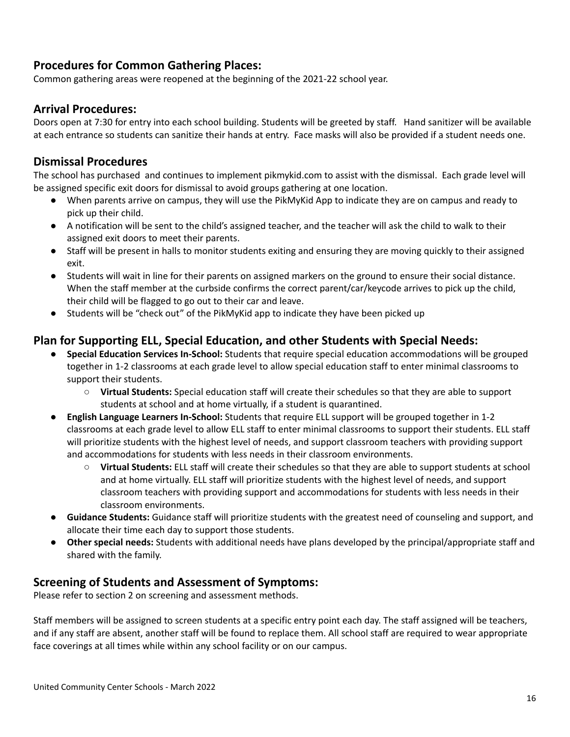## Procedures for Common Gathering Places:

Common gathering areas were reopened at the beginning of the 2021-22 school year.

## Arrival Procedures:

Doors open at 7:30 for entry into each school building. Students will be greeted by staff. Hand sanitizer will be available at each entrance so students can sanitize their hands at entry. Face masks will also be provided if a student needs one.

## Dismissal Procedures

The school has purchased and continues to implement pikmykid.com to assist with the dismissal. Each grade level will be assigned specific exit doors for dismissal to avoid groups gathering at one location.

- When parents arrive on campus, they will use the PikMyKid App to indicate they are on campus and ready to pick up their child.
- A notification will be sent to the child's assigned teacher, and the teacher will ask the child to walk to their assigned exit doors to meet their parents.
- Staff will be present in halls to monitor students exiting and ensuring they are moving quickly to their assigned exit.
- Students will wait in line for their parents on assigned markers on the ground to ensure their social distance. When the staff member at the curbside confirms the correct parent/car/keycode arrives to pick up the child, their child will be flagged to go out to their car and leave.
- Students will be "check out" of the PikMyKid app to indicate they have been picked up

## Plan for Supporting ELL, Special Education, and other Students with Special Needs:

- **Special Education Services In-School:** Students that require special education accommodations will be grouped together in 1-2 classrooms at each grade level to allow special education staff to enter minimal classrooms to support their students.
  - **Virtual Students:** Special education staff will create their schedules so that they are able to support students at school and at home virtually, if a student is quarantined.
- **English Language Learners In-School:** Students that require ELL support will be grouped together in 1-2 classrooms at each grade level to allow ELL staff to enter minimal classrooms to support their students. ELL staff will prioritize students with the highest level of needs, and support classroom teachers with providing support and accommodations for students with less needs in their classroom environments.
  - **Virtual Students:** ELL staff will create their schedules so that they are able to support students at school and at home virtually. ELL staff will prioritize students with the highest level of needs, and support classroom teachers with providing support and accommodations for students with less needs in their classroom environments.
- **Guidance Students:** Guidance staff will prioritize students with the greatest need of counseling and support, and allocate their time each day to support those students.
- **Other special needs:** Students with additional needs have plans developed by the principal/appropriate staff and shared with the family.

## Screening of Students and Assessment of Symptoms:

Please refer to section 2 on screening and assessment methods.

Staff members will be assigned to screen students at a specific entry point each day. The staff assigned will be teachers, and if any staff are absent, another staff will be found to replace them. All school staff are required to wear appropriate face coverings at all times while within any school facility or on our campus.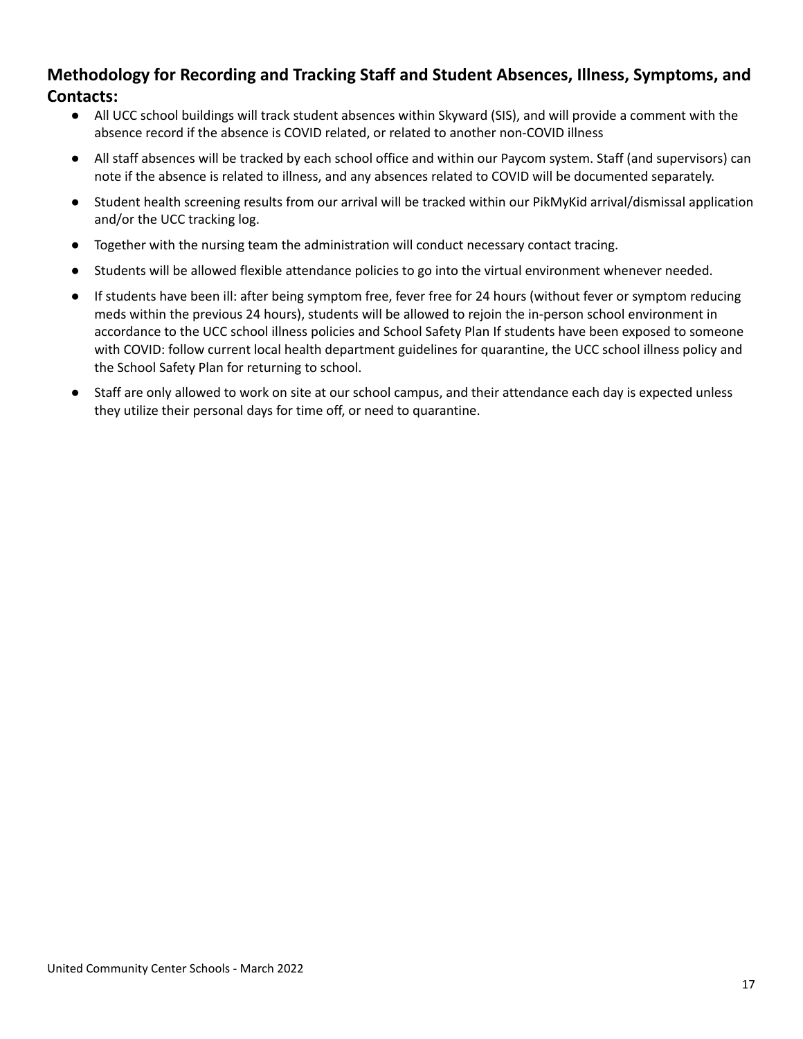## Methodology for Recording and Tracking Staff and Student Absences, Illness, Symptoms, and Contacts:

- All UCC school buildings will track student absences within Skyward (SIS), and will provide a comment with the absence record if the absence is COVID related, or related to another non-COVID illness
- All staff absences will be tracked by each school office and within our Paycom system. Staff (and supervisors) can note if the absence is related to illness, and any absences related to COVID will be documented separately.
- Student health screening results from our arrival will be tracked within our PikMyKid arrival/dismissal application and/or the UCC tracking log.
- Together with the nursing team the administration will conduct necessary contact tracing.
- Students will be allowed flexible attendance policies to go into the virtual environment whenever needed.
- If students have been ill: after being symptom free, fever free for 24 hours (without fever or symptom reducing meds within the previous 24 hours), students will be allowed to rejoin the in-person school environment in accordance to the UCC school illness policies and School Safety Plan If students have been exposed to someone with COVID: follow current local health department guidelines for quarantine, the UCC school illness policy and the School Safety Plan for returning to school.
- Staff are only allowed to work on site at our school campus, and their attendance each day is expected unless they utilize their personal days for time off, or need to quarantine.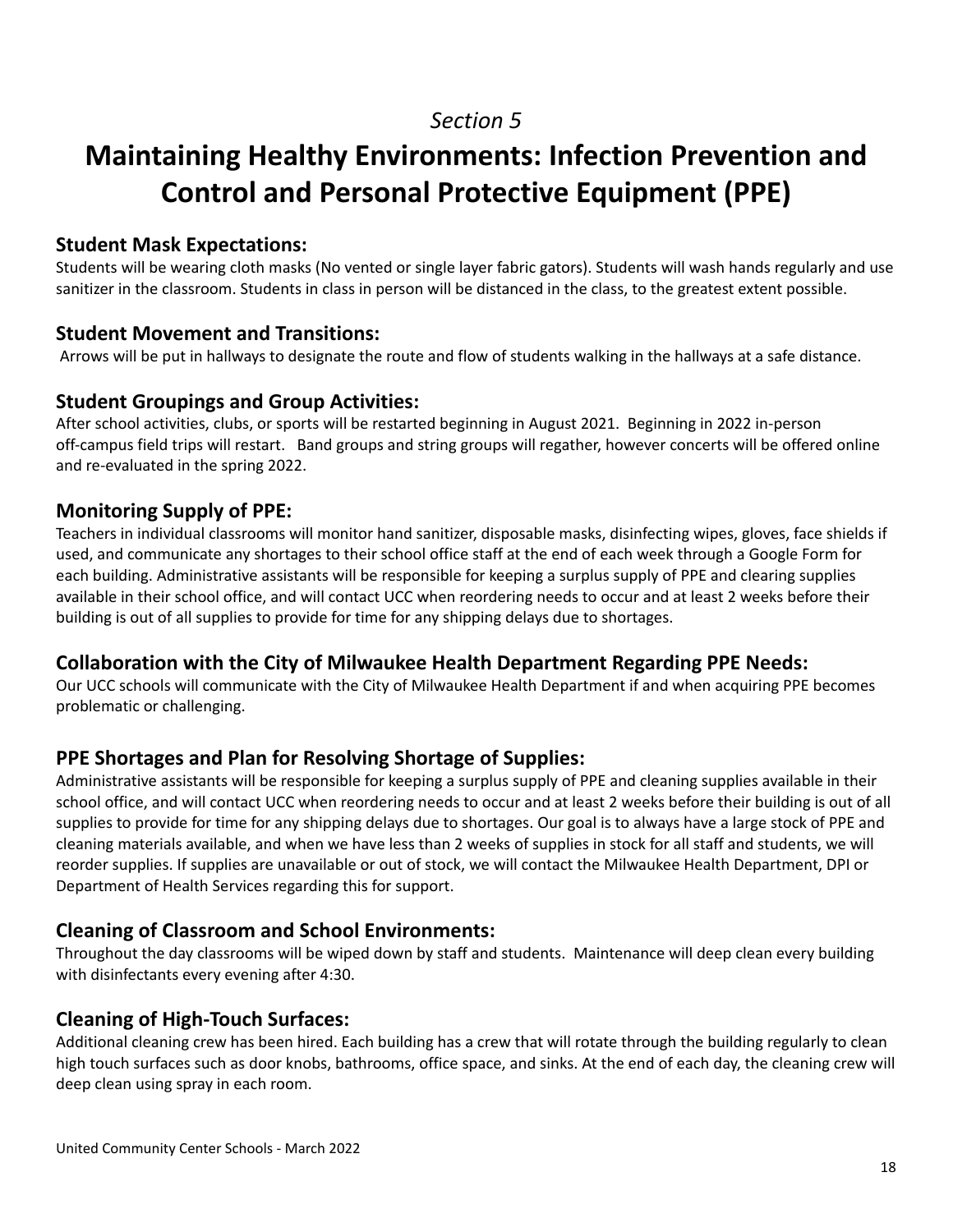*Section 5*

# Maintaining Healthy Environments: Infection Prevention and Control and Personal Protective Equipment (PPE)

## Student Mask Expectations:

Students will be wearing cloth masks (No vented or single layer fabric gators). Students will wash hands regularly and use sanitizer in the classroom. Students in class in person will be distanced in the class, to the greatest extent possible.

## Student Movement and Transitions:

Arrows will be put in hallways to designate the route and flow of students walking in the hallways at a safe distance.

## Student Groupings and Group Activities:

After school activities, clubs, or sports will be restarted beginning in August 2021. Beginning in 2022 in-person off-campus field trips will restart. Band groups and string groups will regather, however concerts will be offered online and re-evaluated in the spring 2022.

## Monitoring Supply of PPE:

Teachers in individual classrooms will monitor hand sanitizer, disposable masks, disinfecting wipes, gloves, face shields if used, and communicate any shortages to their school office staff at the end of each week through a Google Form for each building. Administrative assistants will be responsible for keeping a surplus supply of PPE and clearing supplies available in their school office, and will contact UCC when reordering needs to occur and at least 2 weeks before their building is out of all supplies to provide for time for any shipping delays due to shortages.

## Collaboration with the City of Milwaukee Health Department Regarding PPE Needs:

Our UCC schools will communicate with the City of Milwaukee Health Department if and when acquiring PPE becomes problematic or challenging.

## PPE Shortages and Plan for Resolving Shortage of Supplies:

Administrative assistants will be responsible for keeping a surplus supply of PPE and cleaning supplies available in their school office, and will contact UCC when reordering needs to occur and at least 2 weeks before their building is out of all supplies to provide for time for any shipping delays due to shortages. Our goal is to always have a large stock of PPE and cleaning materials available, and when we have less than 2 weeks of supplies in stock for all staff and students, we will reorder supplies. If supplies are unavailable or out of stock, we will contact the Milwaukee Health Department, DPI or Department of Health Services regarding this for support.

## Cleaning of Classroom and School Environments:

Throughout the day classrooms will be wiped down by staff and students. Maintenance will deep clean every building with disinfectants every evening after 4:30.

## Cleaning of High-Touch Surfaces:

Additional cleaning crew has been hired. Each building has a crew that will rotate through the building regularly to clean high touch surfaces such as door knobs, bathrooms, office space, and sinks. At the end of each day, the cleaning crew will deep clean using spray in each room.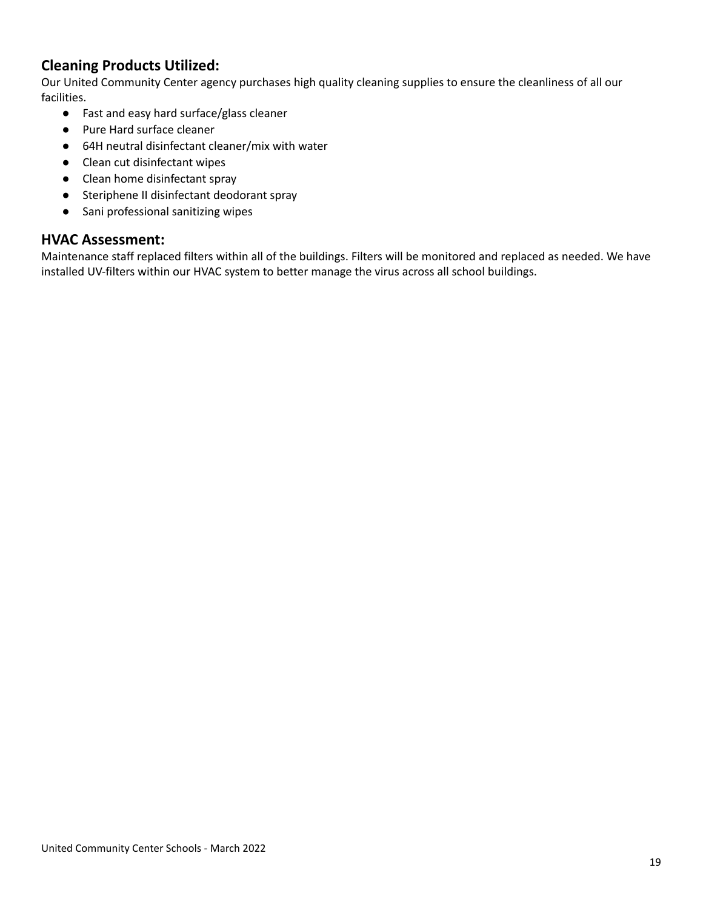## Cleaning Products Utilized:

Our United Community Center agency purchases high quality cleaning supplies to ensure the cleanliness of all our facilities.

- Fast and easy hard surface/glass cleaner
- Pure Hard surface cleaner
- 64H neutral disinfectant cleaner/mix with water
- Clean cut disinfectant wipes
- Clean home disinfectant spray
- Steriphene II disinfectant deodorant spray
- Sani professional sanitizing wipes

## HVAC Assessment:

Maintenance staff replaced filters within all of the buildings. Filters will be monitored and replaced as needed. We have installed UV-filters within our HVAC system to better manage the virus across all school buildings.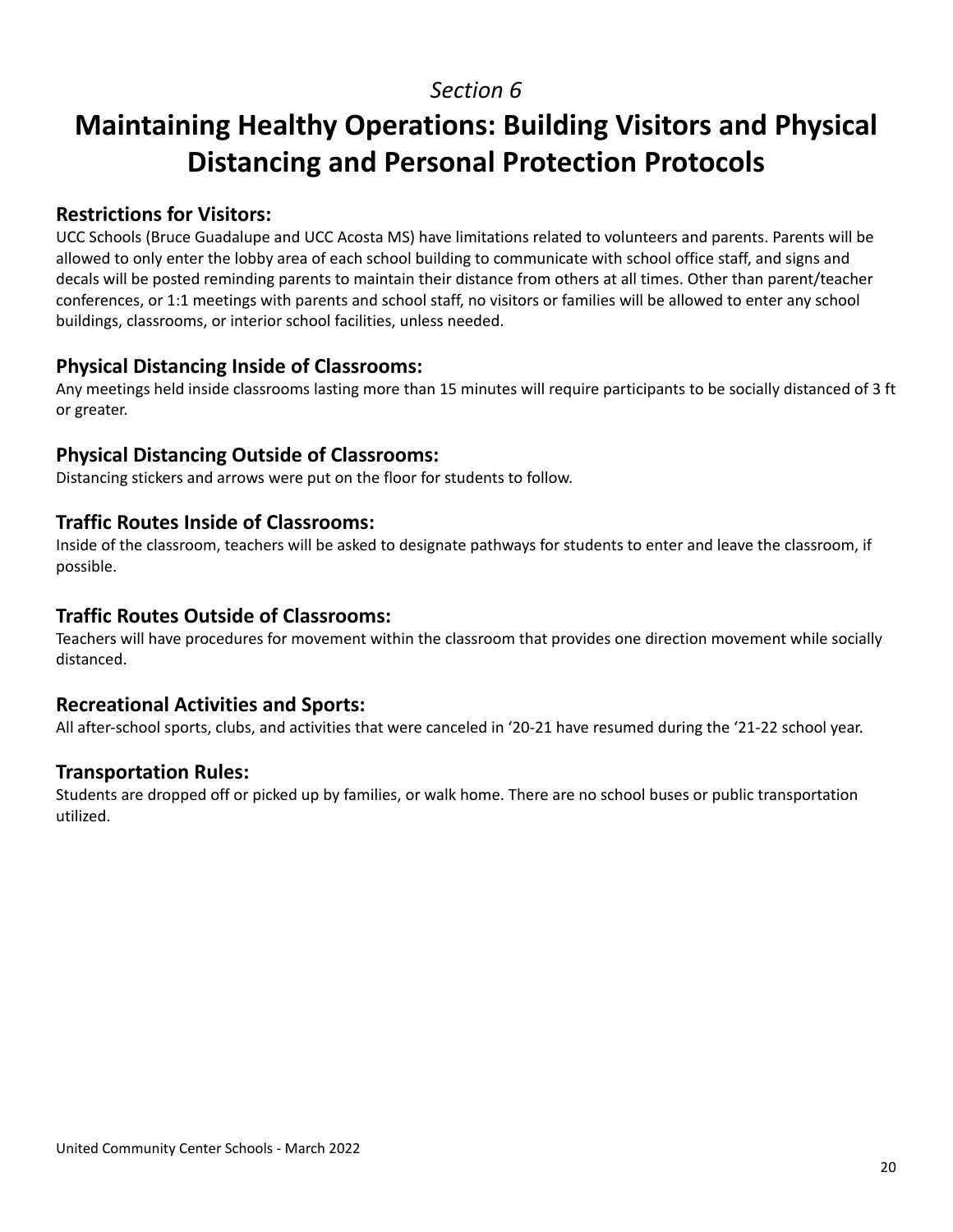*Section 6*

# Maintaining Healthy Operations: Building Visitors and Physical Distancing and Personal Protection Protocols

### Restrictions for Visitors:

UCC Schools (Bruce Guadalupe and UCC Acosta MS) have limitations related to volunteers and parents. Parents will be allowed to only enter the lobby area of each school building to communicate with school office staff, and signs and decals will be posted reminding parents to maintain their distance from others at all times. Other than parent/teacher conferences, or 1:1 meetings with parents and school staff, no visitors or families will be allowed to enter any school buildings, classrooms, or interior school facilities, unless needed.

### Physical Distancing Inside of Classrooms:

Any meetings held inside classrooms lasting more than 15 minutes will require participants to be socially distanced of 3 ft or greater.

### Physical Distancing Outside of Classrooms:

Distancing stickers and arrows were put on the floor for students to follow.

### Traffic Routes Inside of Classrooms:

Inside of the classroom, teachers will be asked to designate pathways for students to enter and leave the classroom, if possible.

### Traffic Routes Outside of Classrooms:

Teachers will have procedures for movement within the classroom that provides one direction movement while socially distanced.

### Recreational Activities and Sports:

All after-school sports, clubs, and activities that were canceled in ‘20-21 have resumed during the ‘21-22 school year.

### Transportation Rules:

Students are dropped off or picked up by families, or walk home. There are no school buses or public transportation utilized.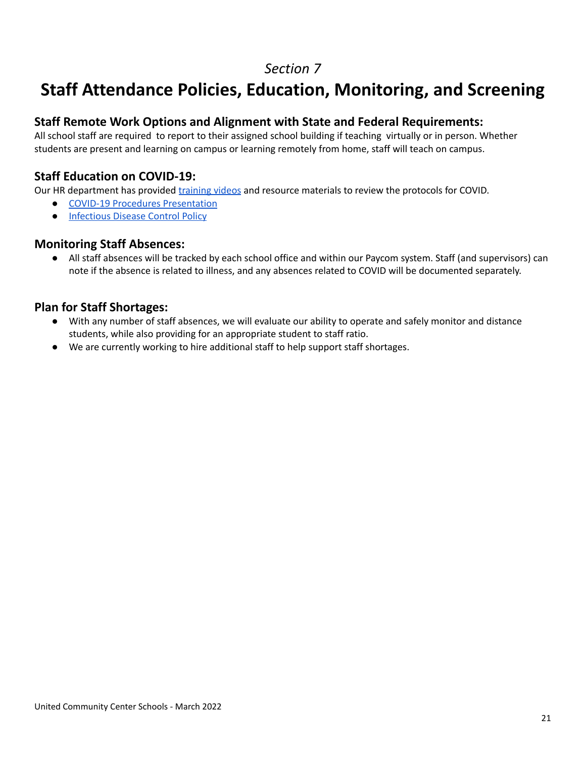*Section 7*

# Staff Attendance Policies, Education, Monitoring, and Screening

## Staff Remote Work Options and Alignment with State and Federal Requirements:

All school staff are required to report to their assigned school building if teaching virtually or in person. Whether students are present and learning on campus or learning remotely from home, staff will teach on campus.

## Staff Education on COVID-19:

Our HR department has provided training videos and resource materials to review the protocols for COVID.

- COVID-19 Procedures Presentation
- Infectious Disease Control Policy

## Monitoring Staff Absences:

- All staff absences will be tracked by each school office and within our Paycom system. Staff (and supervisors) can note if the absence is related to illness, and any absences related to COVID will be documented separately.

## Plan for Staff Shortages:

- With any number of staff absences, we will evaluate our ability to operate and safely monitor and distance students, while also providing for an appropriate student to staff ratio.
- We are currently working to hire additional staff to help support staff shortages.

United Community Center Schools - March 2022